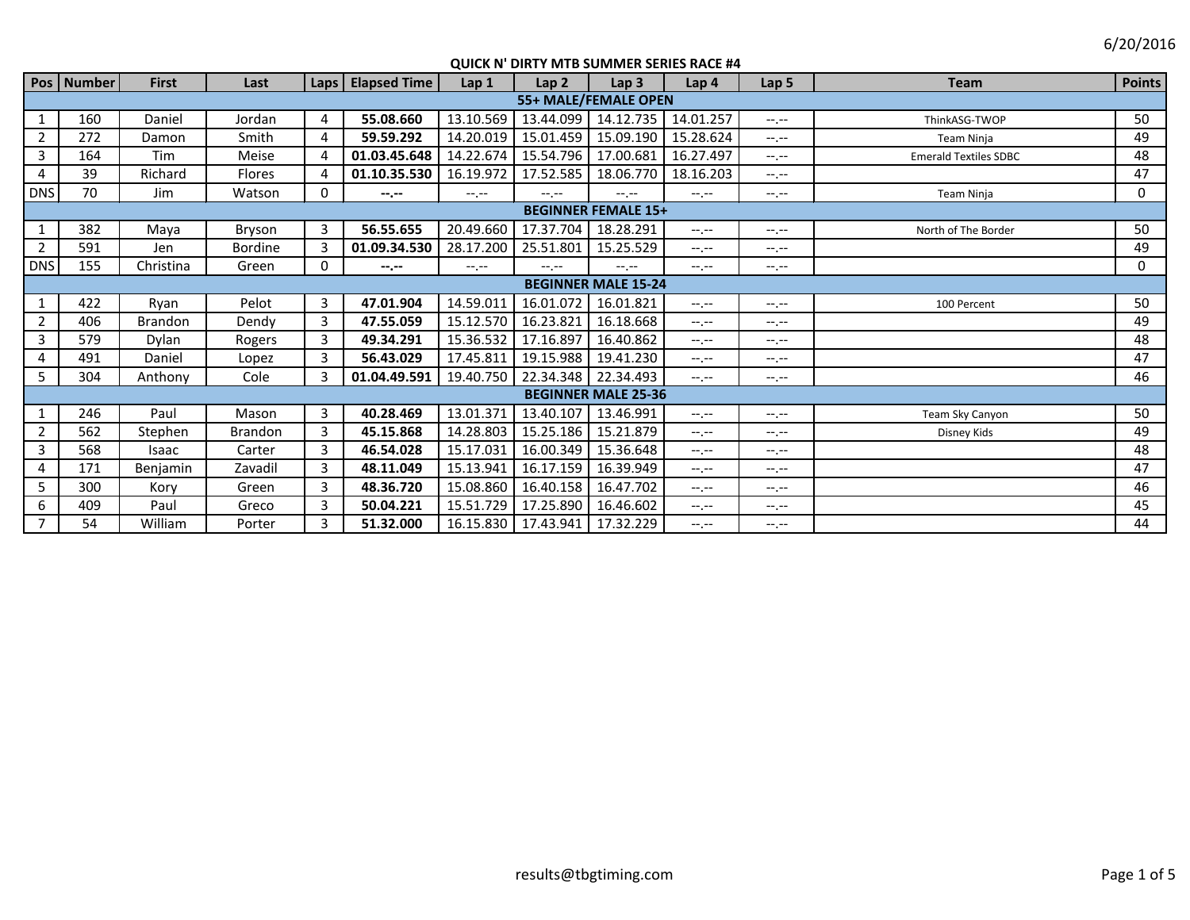6/20/2016

## QUICK N' DIRTY MTB SUMMER SERIES RACE #4

| Pos | Number | First | Last | Laps | Elapsed Time | Lap 1 | Lap 2 | Lap 3 | Lap 4 | Lap 5 | Team | Points |
|---|---|---|---|---|---|---|---|---|---|---|---|---|
| **55+ MALE/FEMALE OPEN** | | | | | | | | | | | | |
| 1 | 160 | Daniel | Jordan | 4 | **55.08.660** | 13.10.569 | 13.44.099 | 14.12.735 | 14.01.257 | --.-- | ThinkASG-TWOP | 50 |
| 2 | 272 | Damon | Smith | 4 | **59.59.292** | 14.20.019 | 15.01.459 | 15.09.190 | 15.28.624 | --.-- | Team Ninja | 49 |
| 3 | 164 | Tim | Meise | 4 | **01.03.45.648** | 14.22.674 | 15.54.796 | 17.00.681 | 16.27.497 | --.-- | Emerald Textiles SDBC | 48 |
| 4 | 39 | Richard | Flores | 4 | **01.10.35.530** | 16.19.972 | 17.52.585 | 18.06.770 | 18.16.203 | --.-- | | 47 |
| DNS | 70 | Jim | Watson | 0 | **--.--** | --.-- | --.-- | --.-- | --.-- | --.-- | Team Ninja | 0 |
| **BEGINNER FEMALE 15+** | | | | | | | | | | | | |
| 1 | 382 | Maya | Bryson | 3 | **56.55.655** | 20.49.660 | 17.37.704 | 18.28.291 | --.-- | --.-- | North of The Border | 50 |
| 2 | 591 | Jen | Bordine | 3 | **01.09.34.530** | 28.17.200 | 25.51.801 | 15.25.529 | --.-- | --.-- | | 49 |
| DNS | 155 | Christina | Green | 0 | **--.--** | --.-- | --.-- | --.-- | --.-- | --.-- | | 0 |
| **BEGINNER MALE 15-24** | | | | | | | | | | | | |
| 1 | 422 | Ryan | Pelot | 3 | **47.01.904** | 14.59.011 | 16.01.072 | 16.01.821 | --.-- | --.-- | 100 Percent | 50 |
| 2 | 406 | Brandon | Dendy | 3 | **47.55.059** | 15.12.570 | 16.23.821 | 16.18.668 | --.-- | --.-- | | 49 |
| 3 | 579 | Dylan | Rogers | 3 | **49.34.291** | 15.36.532 | 17.16.897 | 16.40.862 | --.-- | --.-- | | 48 |
| 4 | 491 | Daniel | Lopez | 3 | **56.43.029** | 17.45.811 | 19.15.988 | 19.41.230 | --.-- | --.-- | | 47 |
| 5 | 304 | Anthony | Cole | 3 | **01.04.49.591** | 19.40.750 | 22.34.348 | 22.34.493 | --.-- | --.-- | | 46 |
| **BEGINNER MALE 25-36** | | | | | | | | | | | | |
| 1 | 246 | Paul | Mason | 3 | **40.28.469** | 13.01.371 | 13.40.107 | 13.46.991 | --.-- | --.-- | Team Sky Canyon | 50 |
| 2 | 562 | Stephen | Brandon | 3 | **45.15.868** | 14.28.803 | 15.25.186 | 15.21.879 | --.-- | --.-- | Disney Kids | 49 |
| 3 | 568 | Isaac | Carter | 3 | **46.54.028** | 15.17.031 | 16.00.349 | 15.36.648 | --.-- | --.-- | | 48 |
| 4 | 171 | Benjamin | Zavadil | 3 | **48.11.049** | 15.13.941 | 16.17.159 | 16.39.949 | --.-- | --.-- | | 47 |
| 5 | 300 | Kory | Green | 3 | **48.36.720** | 15.08.860 | 16.40.158 | 16.47.702 | --.-- | --.-- | | 46 |
| 6 | 409 | Paul | Greco | 3 | **50.04.221** | 15.51.729 | 17.25.890 | 16.46.602 | --.-- | --.-- | | 45 |
| 7 | 54 | William | Porter | 3 | **51.32.000** | 16.15.830 | 17.43.941 | 17.32.229 | --.-- | --.-- | | 44 |

results@tbgtiming.com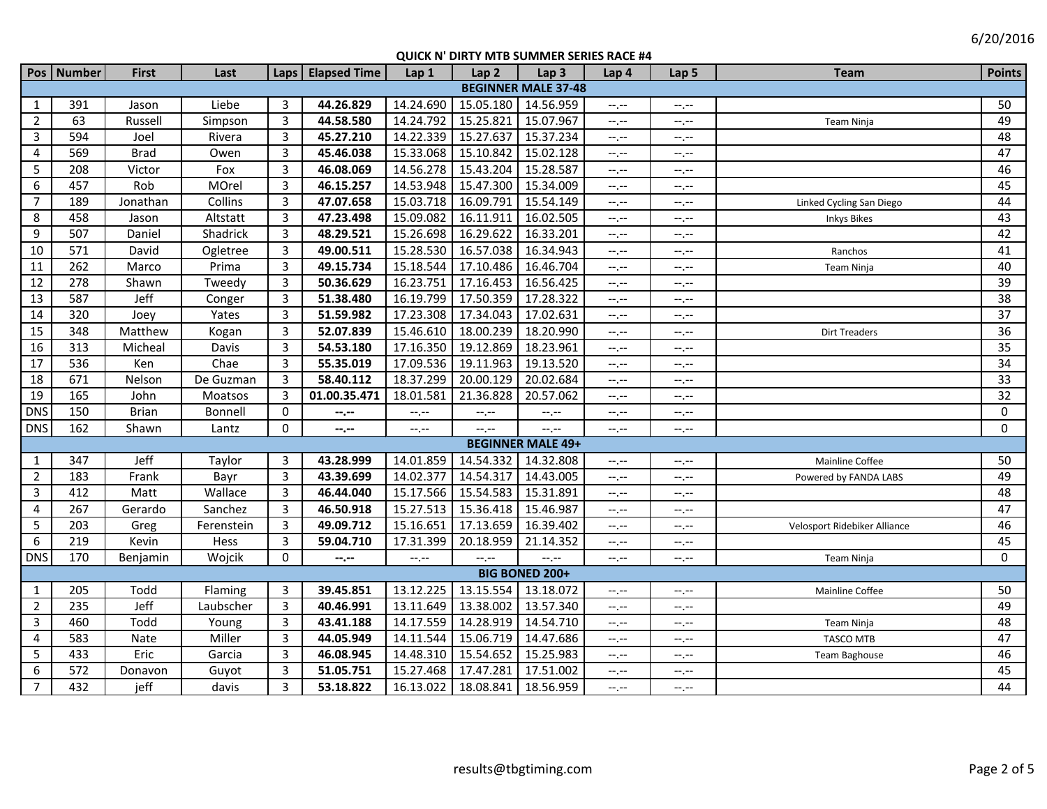6/20/2016

**QUICK N' DIRTY MTB SUMMER SERIES RACE #4**

| Pos | Number | First | Last | Laps | Elapsed Time | Lap 1 | Lap 2 | Lap 3 | Lap 4 | Lap 5 | Team | Points |
|---|---|---|---|---|---|---|---|---|---|---|---|---|
| **BEGINNER MALE 37-48** | | | | | | | | | | | | |
| 1 | 391 | Jason | Liebe | 3 | **44.26.829** | 14.24.690 | 15.05.180 | 14.56.959 | --.-- | --.-- | | 50 |
| 2 | 63 | Russell | Simpson | 3 | **44.58.580** | 14.24.792 | 15.25.821 | 15.07.967 | --.-- | --.-- | Team Ninja | 49 |
| 3 | 594 | Joel | Rivera | 3 | **45.27.210** | 14.22.339 | 15.27.637 | 15.37.234 | --.-- | --.-- | | 48 |
| 4 | 569 | Brad | Owen | 3 | **45.46.038** | 15.33.068 | 15.10.842 | 15.02.128 | --.-- | --.-- | | 47 |
| 5 | 208 | Victor | Fox | 3 | **46.08.069** | 14.56.278 | 15.43.204 | 15.28.587 | --.-- | --.-- | | 46 |
| 6 | 457 | Rob | MOrel | 3 | **46.15.257** | 14.53.948 | 15.47.300 | 15.34.009 | --.-- | --.-- | | 45 |
| 7 | 189 | Jonathan | Collins | 3 | **47.07.658** | 15.03.718 | 16.09.791 | 15.54.149 | --.-- | --.-- | Linked Cycling San Diego | 44 |
| 8 | 458 | Jason | Altstatt | 3 | **47.23.498** | 15.09.082 | 16.11.911 | 16.02.505 | --.-- | --.-- | Inkys Bikes | 43 |
| 9 | 507 | Daniel | Shadrick | 3 | **48.29.521** | 15.26.698 | 16.29.622 | 16.33.201 | --.-- | --.-- | | 42 |
| 10 | 571 | David | Ogletree | 3 | **49.00.511** | 15.28.530 | 16.57.038 | 16.34.943 | --.-- | --.-- | Ranchos | 41 |
| 11 | 262 | Marco | Prima | 3 | **49.15.734** | 15.18.544 | 17.10.486 | 16.46.704 | --.-- | --.-- | Team Ninja | 40 |
| 12 | 278 | Shawn | Tweedy | 3 | **50.36.629** | 16.23.751 | 17.16.453 | 16.56.425 | --.-- | --.-- | | 39 |
| 13 | 587 | Jeff | Conger | 3 | **51.38.480** | 16.19.799 | 17.50.359 | 17.28.322 | --.-- | --.-- | | 38 |
| 14 | 320 | Joey | Yates | 3 | **51.59.982** | 17.23.308 | 17.34.043 | 17.02.631 | --.-- | --.-- | | 37 |
| 15 | 348 | Matthew | Kogan | 3 | **52.07.839** | 15.46.610 | 18.00.239 | 18.20.990 | --.-- | --.-- | Dirt Treaders | 36 |
| 16 | 313 | Micheal | Davis | 3 | **54.53.180** | 17.16.350 | 19.12.869 | 18.23.961 | --.-- | --.-- | | 35 |
| 17 | 536 | Ken | Chae | 3 | **55.35.019** | 17.09.536 | 19.11.963 | 19.13.520 | --.-- | --.-- | | 34 |
| 18 | 671 | Nelson | De Guzman | 3 | **58.40.112** | 18.37.299 | 20.00.129 | 20.02.684 | --.-- | --.-- | | 33 |
| 19 | 165 | John | Moatsos | 3 | **01.00.35.471** | 18.01.581 | 21.36.828 | 20.57.062 | --.-- | --.-- | | 32 |
| DNS | 150 | Brian | Bonnell | 0 | **--.--** | --.-- | --.-- | --.-- | --.-- | --.-- | | 0 |
| DNS | 162 | Shawn | Lantz | 0 | **--.--** | --.-- | --.-- | --.-- | --.-- | --.-- | | 0 |
| **BEGINNER MALE 49+** | | | | | | | | | | | | |
| 1 | 347 | Jeff | Taylor | 3 | **43.28.999** | 14.01.859 | 14.54.332 | 14.32.808 | --.-- | --.-- | Mainline Coffee | 50 |
| 2 | 183 | Frank | Bayr | 3 | **43.39.699** | 14.02.377 | 14.54.317 | 14.43.005 | --.-- | --.-- | Powered by FANDA LABS | 49 |
| 3 | 412 | Matt | Wallace | 3 | **46.44.040** | 15.17.566 | 15.54.583 | 15.31.891 | --.-- | --.-- | | 48 |
| 4 | 267 | Gerardo | Sanchez | 3 | **46.50.918** | 15.27.513 | 15.36.418 | 15.46.987 | --.-- | --.-- | | 47 |
| 5 | 203 | Greg | Ferenstein | 3 | **49.09.712** | 15.16.651 | 17.13.659 | 16.39.402 | --.-- | --.-- | Velosport Ridebiker Alliance | 46 |
| 6 | 219 | Kevin | Hess | 3 | **59.04.710** | 17.31.399 | 20.18.959 | 21.14.352 | --.-- | --.-- | | 45 |
| DNS | 170 | Benjamin | Wojcik | 0 | **--.--** | --.-- | --.-- | --.-- | --.-- | --.-- | Team Ninja | 0 |
| **BIG BONED 200+** | | | | | | | | | | | | |
| 1 | 205 | Todd | Flaming | 3 | **39.45.851** | 13.12.225 | 13.15.554 | 13.18.072 | --.-- | --.-- | Mainline Coffee | 50 |
| 2 | 235 | Jeff | Laubscher | 3 | **40.46.991** | 13.11.649 | 13.38.002 | 13.57.340 | --.-- | --.-- | | 49 |
| 3 | 460 | Todd | Young | 3 | **43.41.188** | 14.17.559 | 14.28.919 | 14.54.710 | --.-- | --.-- | Team Ninja | 48 |
| 4 | 583 | Nate | Miller | 3 | **44.05.949** | 14.11.544 | 15.06.719 | 14.47.686 | --.-- | --.-- | TASCO MTB | 47 |
| 5 | 433 | Eric | Garcia | 3 | **46.08.945** | 14.48.310 | 15.54.652 | 15.25.983 | --.-- | --.-- | Team Baghouse | 46 |
| 6 | 572 | Donavon | Guyot | 3 | **51.05.751** | 15.27.468 | 17.47.281 | 17.51.002 | --.-- | --.-- | | 45 |
| 7 | 432 | jeff | davis | 3 | **53.18.822** | 16.13.022 | 18.08.841 | 18.56.959 | --.-- | --.-- | | 44 |

results@tbgtiming.com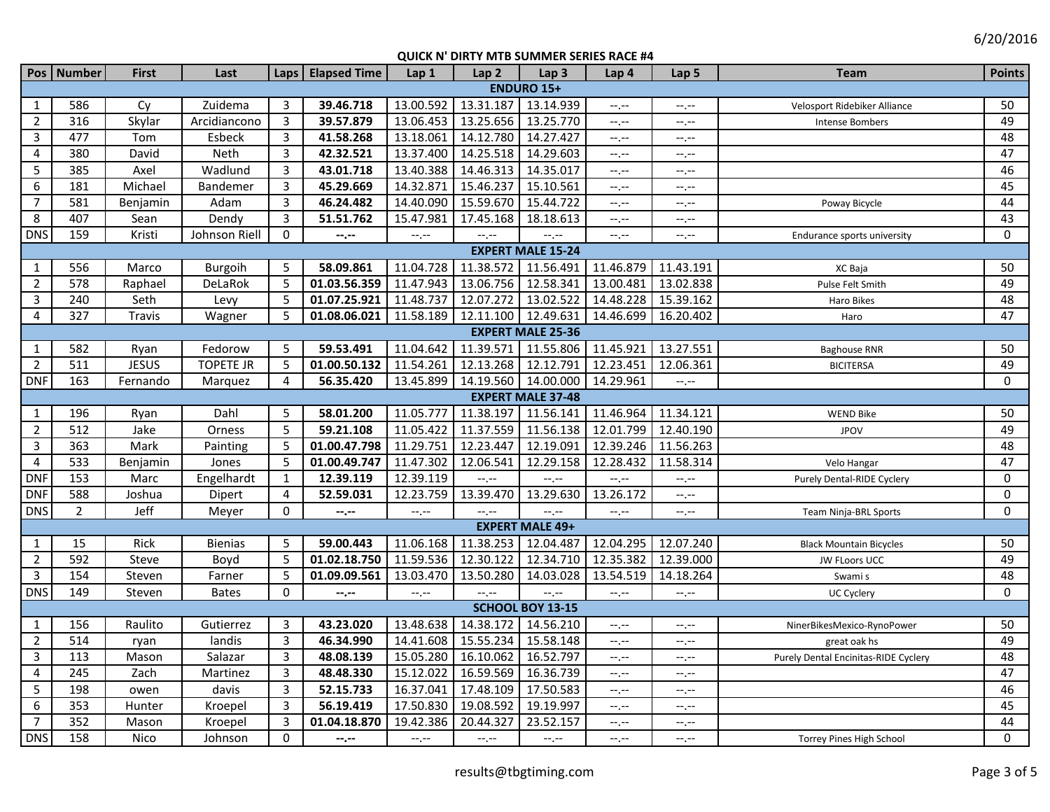6/20/2016

## QUICK N' DIRTY MTB SUMMER SERIES RACE #4

| Pos | Number | First | Last | Laps | Elapsed Time | Lap 1 | Lap 2 | Lap 3 | Lap 4 | Lap 5 | Team | Points |
|---|---|---|---|---|---|---|---|---|---|---|---|---|
| **ENDURO 15+** | | | | | | | | | | | | |
| 1 | 586 | Cy | Zuidema | 3 | **39.46.718** | 13.00.592 | 13.31.187 | 13.14.939 | --.-- | --.-- | Velosport Ridebiker Alliance | 50 |
| 2 | 316 | Skylar | Arcidiancono | 3 | **39.57.879** | 13.06.453 | 13.25.656 | 13.25.770 | --.-- | --.-- | Intense Bombers | 49 |
| 3 | 477 | Tom | Esbeck | 3 | **41.58.268** | 13.18.061 | 14.12.780 | 14.27.427 | --.-- | --.-- | | 48 |
| 4 | 380 | David | Neth | 3 | **42.32.521** | 13.37.400 | 14.25.518 | 14.29.603 | --.-- | --.-- | | 47 |
| 5 | 385 | Axel | Wadlund | 3 | **43.01.718** | 13.40.388 | 14.46.313 | 14.35.017 | --.-- | --.-- | | 46 |
| 6 | 181 | Michael | Bandemer | 3 | **45.29.669** | 14.32.871 | 15.46.237 | 15.10.561 | --.-- | --.-- | | 45 |
| 7 | 581 | Benjamin | Adam | 3 | **46.24.482** | 14.40.090 | 15.59.670 | 15.44.722 | --.-- | --.-- | Poway Bicycle | 44 |
| 8 | 407 | Sean | Dendy | 3 | **51.51.762** | 15.47.981 | 17.45.168 | 18.18.613 | --.-- | --.-- | | 43 |
| DNS | 159 | Kristi | Johnson Riell | 0 | **--.--** | --.-- | --.-- | --.-- | --.-- | --.-- | Endurance sports university | 0 |
| **EXPERT MALE 15-24** | | | | | | | | | | | | |
| 1 | 556 | Marco | Burgoih | 5 | **58.09.861** | 11.04.728 | 11.38.572 | 11.56.491 | 11.46.879 | 11.43.191 | XC Baja | 50 |
| 2 | 578 | Raphael | DeLaRok | 5 | **01.03.56.359** | 11.47.943 | 13.06.756 | 12.58.341 | 13.00.481 | 13.02.838 | Pulse Felt Smith | 49 |
| 3 | 240 | Seth | Levy | 5 | **01.07.25.921** | 11.48.737 | 12.07.272 | 13.02.522 | 14.48.228 | 15.39.162 | Haro Bikes | 48 |
| 4 | 327 | Travis | Wagner | 5 | **01.08.06.021** | 11.58.189 | 12.11.100 | 12.49.631 | 14.46.699 | 16.20.402 | Haro | 47 |
| **EXPERT MALE 25-36** | | | | | | | | | | | | |
| 1 | 582 | Ryan | Fedorow | 5 | **59.53.491** | 11.04.642 | 11.39.571 | 11.55.806 | 11.45.921 | 13.27.551 | Baghouse RNR | 50 |
| 2 | 511 | JESUS | TOPETE JR | 5 | **01.00.50.132** | 11.54.261 | 12.13.268 | 12.12.791 | 12.23.451 | 12.06.361 | BICITERSA | 49 |
| DNF | 163 | Fernando | Marquez | 4 | **56.35.420** | 13.45.899 | 14.19.560 | 14.00.000 | 14.29.961 | --.-- | | 0 |
| **EXPERT MALE 37-48** | | | | | | | | | | | | |
| 1 | 196 | Ryan | Dahl | 5 | **58.01.200** | 11.05.777 | 11.38.197 | 11.56.141 | 11.46.964 | 11.34.121 | WEND Bike | 50 |
| 2 | 512 | Jake | Orness | 5 | **59.21.108** | 11.05.422 | 11.37.559 | 11.56.138 | 12.01.799 | 12.40.190 | JPOV | 49 |
| 3 | 363 | Mark | Painting | 5 | **01.00.47.798** | 11.29.751 | 12.23.447 | 12.19.091 | 12.39.246 | 11.56.263 | | 48 |
| 4 | 533 | Benjamin | Jones | 5 | **01.00.49.747** | 11.47.302 | 12.06.541 | 12.29.158 | 12.28.432 | 11.58.314 | Velo Hangar | 47 |
| DNF | 153 | Marc | Engelhardt | 1 | **12.39.119** | 12.39.119 | --.-- | --.-- | --.-- | --.-- | Purely Dental-RIDE Cyclery | 0 |
| DNF | 588 | Joshua | Dipert | 4 | **52.59.031** | 12.23.759 | 13.39.470 | 13.29.630 | 13.26.172 | --.-- | | 0 |
| DNS | 2 | Jeff | Meyer | 0 | **--.--** | --.-- | --.-- | --.-- | --.-- | --.-- | Team Ninja-BRL Sports | 0 |
| **EXPERT MALE 49+** | | | | | | | | | | | | |
| 1 | 15 | Rick | Bienias | 5 | **59.00.443** | 11.06.168 | 11.38.253 | 12.04.487 | 12.04.295 | 12.07.240 | Black Mountain Bicycles | 50 |
| 2 | 592 | Steve | Boyd | 5 | **01.02.18.750** | 11.59.536 | 12.30.122 | 12.34.710 | 12.35.382 | 12.39.000 | JW FLoors UCC | 49 |
| 3 | 154 | Steven | Farner | 5 | **01.09.09.561** | 13.03.470 | 13.50.280 | 14.03.028 | 13.54.519 | 14.18.264 | Swami s | 48 |
| DNS | 149 | Steven | Bates | 0 | **--.--** | --.-- | --.-- | --.-- | --.-- | --.-- | UC Cyclery | 0 |
| **SCHOOL BOY 13-15** | | | | | | | | | | | | |
| 1 | 156 | Raulito | Gutierrez | 3 | **43.23.020** | 13.48.638 | 14.38.172 | 14.56.210 | --.-- | --.-- | NinerBikesMexico-RynoPower | 50 |
| 2 | 514 | ryan | landis | 3 | **46.34.990** | 14.41.608 | 15.55.234 | 15.58.148 | --.-- | --.-- | great oak hs | 49 |
| 3 | 113 | Mason | Salazar | 3 | **48.08.139** | 15.05.280 | 16.10.062 | 16.52.797 | --.-- | --.-- | Purely Dental Encinitas-RIDE Cyclery | 48 |
| 4 | 245 | Zach | Martinez | 3 | **48.48.330** | 15.12.022 | 16.59.569 | 16.36.739 | --.-- | --.-- | | 47 |
| 5 | 198 | owen | davis | 3 | **52.15.733** | 16.37.041 | 17.48.109 | 17.50.583 | --.-- | --.-- | | 46 |
| 6 | 353 | Hunter | Kroepel | 3 | **56.19.419** | 17.50.830 | 19.08.592 | 19.19.997 | --.-- | --.-- | | 45 |
| 7 | 352 | Mason | Kroepel | 3 | **01.04.18.870** | 19.42.386 | 20.44.327 | 23.52.157 | --.-- | --.-- | | 44 |
| DNS | 158 | Nico | Johnson | 0 | **--.--** | --.-- | --.-- | --.-- | --.-- | --.-- | Torrey Pines High School | 0 |

results@tbgtiming.com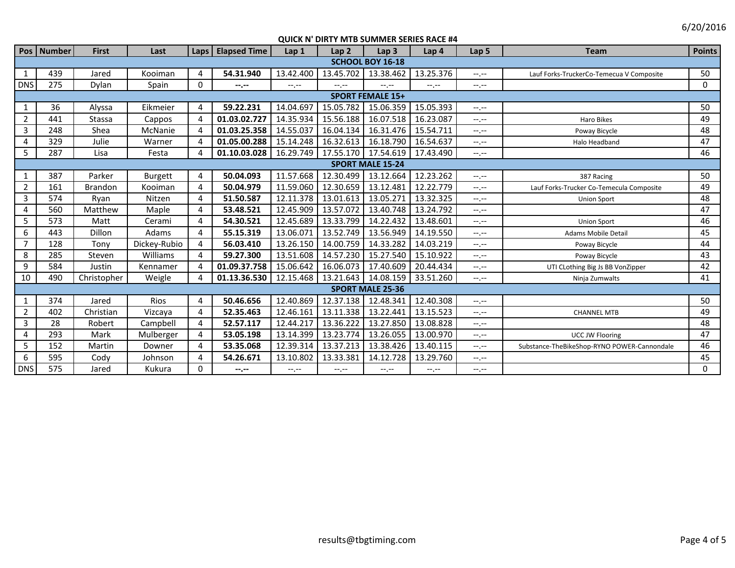6/20/2016

**QUICK N' DIRTY MTB SUMMER SERIES RACE #4**

| Pos | Number | First | Last | Laps | Elapsed Time | Lap 1 | Lap 2 | Lap 3 | Lap 4 | Lap 5 | Team | Points |
|---|---|---|---|---|---|---|---|---|---|---|---|---|
| **SCHOOL BOY 16-18** | | | | | | | | | | | | |
| 1 | 439 | Jared | Kooiman | 4 | **54.31.940** | 13.42.400 | 13.45.702 | 13.38.462 | 13.25.376 | --.-- | Lauf Forks-TruckerCo-Temecua V Composite | 50 |
| DNS | 275 | Dylan | Spain | 0 | **--.--** | --.-- | --.-- | --.-- | --.-- | --.-- | | 0 |
| **SPORT FEMALE 15+** | | | | | | | | | | | | |
| 1 | 36 | Alyssa | Eikmeier | 4 | **59.22.231** | 14.04.697 | 15.05.782 | 15.06.359 | 15.05.393 | --.-- | | 50 |
| 2 | 441 | Stassa | Cappos | 4 | **01.03.02.727** | 14.35.934 | 15.56.188 | 16.07.518 | 16.23.087 | --.-- | Haro Bikes | 49 |
| 3 | 248 | Shea | McNanie | 4 | **01.03.25.358** | 14.55.037 | 16.04.134 | 16.31.476 | 15.54.711 | --.-- | Poway Bicycle | 48 |
| 4 | 329 | Julie | Warner | 4 | **01.05.00.288** | 15.14.248 | 16.32.613 | 16.18.790 | 16.54.637 | --.-- | Halo Headband | 47 |
| 5 | 287 | Lisa | Festa | 4 | **01.10.03.028** | 16.29.749 | 17.55.170 | 17.54.619 | 17.43.490 | --.-- | | 46 |
| **SPORT MALE 15-24** | | | | | | | | | | | | |
| 1 | 387 | Parker | Burgett | 4 | **50.04.093** | 11.57.668 | 12.30.499 | 13.12.664 | 12.23.262 | --.-- | 387 Racing | 50 |
| 2 | 161 | Brandon | Kooiman | 4 | **50.04.979** | 11.59.060 | 12.30.659 | 13.12.481 | 12.22.779 | --.-- | Lauf Forks-Trucker Co-Temecula Composite | 49 |
| 3 | 574 | Ryan | Nitzen | 4 | **51.50.587** | 12.11.378 | 13.01.613 | 13.05.271 | 13.32.325 | --.-- | Union Sport | 48 |
| 4 | 560 | Matthew | Maple | 4 | **53.48.521** | 12.45.909 | 13.57.072 | 13.40.748 | 13.24.792 | --.-- | | 47 |
| 5 | 573 | Matt | Cerami | 4 | **54.30.521** | 12.45.689 | 13.33.799 | 14.22.432 | 13.48.601 | --.-- | Union Sport | 46 |
| 6 | 443 | Dillon | Adams | 4 | **55.15.319** | 13.06.071 | 13.52.749 | 13.56.949 | 14.19.550 | --.-- | Adams Mobile Detail | 45 |
| 7 | 128 | Tony | Dickey-Rubio | 4 | **56.03.410** | 13.26.150 | 14.00.759 | 14.33.282 | 14.03.219 | --.-- | Poway Bicycle | 44 |
| 8 | 285 | Steven | Williams | 4 | **59.27.300** | 13.51.608 | 14.57.230 | 15.27.540 | 15.10.922 | --.-- | Poway Bicycle | 43 |
| 9 | 584 | Justin | Kennamer | 4 | **01.09.37.758** | 15.06.642 | 16.06.073 | 17.40.609 | 20.44.434 | --.-- | UTI CLothing Big Js BB VonZipper | 42 |
| 10 | 490 | Christopher | Weigle | 4 | **01.13.36.530** | 12.15.468 | 13.21.643 | 14.08.159 | 33.51.260 | --.-- | Ninja Zumwalts | 41 |
| **SPORT MALE 25-36** | | | | | | | | | | | | |
| 1 | 374 | Jared | Rios | 4 | **50.46.656** | 12.40.869 | 12.37.138 | 12.48.341 | 12.40.308 | --.-- | | 50 |
| 2 | 402 | Christian | Vizcaya | 4 | **52.35.463** | 12.46.161 | 13.11.338 | 13.22.441 | 13.15.523 | --.-- | CHANNEL MTB | 49 |
| 3 | 28 | Robert | Campbell | 4 | **52.57.117** | 12.44.217 | 13.36.222 | 13.27.850 | 13.08.828 | --.-- | | 48 |
| 4 | 293 | Mark | Mulberger | 4 | **53.05.198** | 13.14.399 | 13.23.774 | 13.26.055 | 13.00.970 | --.-- | UCC JW Flooring | 47 |
| 5 | 152 | Martin | Downer | 4 | **53.35.068** | 12.39.314 | 13.37.213 | 13.38.426 | 13.40.115 | --.-- | Substance-TheBikeShop-RYNO POWER-Cannondale | 46 |
| 6 | 595 | Cody | Johnson | 4 | **54.26.671** | 13.10.802 | 13.33.381 | 14.12.728 | 13.29.760 | --.-- | | 45 |
| DNS | 575 | Jared | Kukura | 0 | **--.--** | --.-- | --.-- | --.-- | --.-- | --.-- | | 0 |

results@tbgtiming.com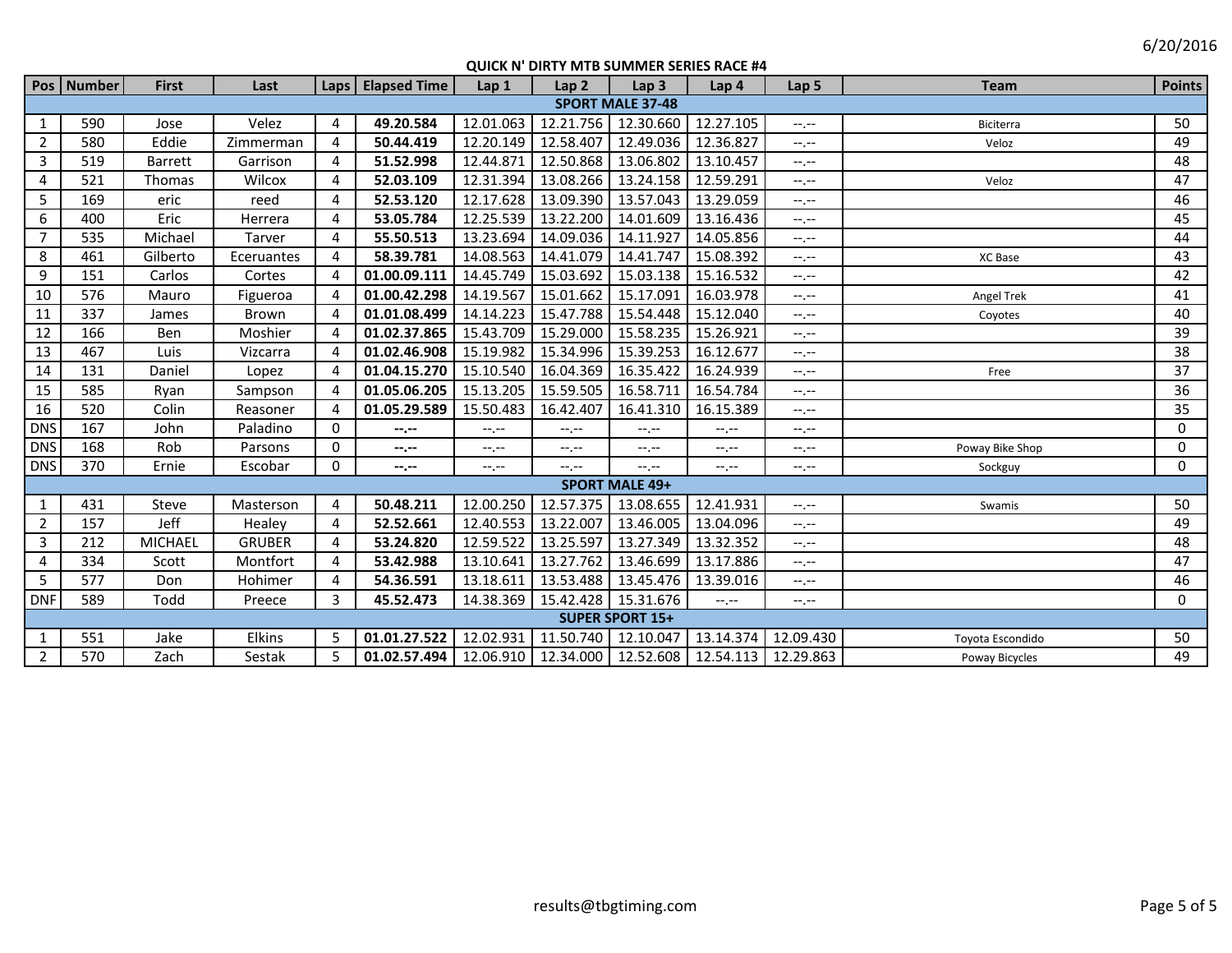6/20/2016

**QUICK N' DIRTY MTB SUMMER SERIES RACE #4**

| Pos | Number | First | Last | Laps | Elapsed Time | Lap 1 | Lap 2 | Lap 3 | Lap 4 | Lap 5 | Team | Points |
|---|---|---|---|---|---|---|---|---|---|---|---|---|
| **SPORT MALE 37-48** | | | | | | | | | | | | |
| 1 | 590 | Jose | Velez | 4 | **49.20.584** | 12.01.063 | 12.21.756 | 12.30.660 | 12.27.105 | --.-- | Biciterra | 50 |
| 2 | 580 | Eddie | Zimmerman | 4 | **50.44.419** | 12.20.149 | 12.58.407 | 12.49.036 | 12.36.827 | --.-- | Veloz | 49 |
| 3 | 519 | Barrett | Garrison | 4 | **51.52.998** | 12.44.871 | 12.50.868 | 13.06.802 | 13.10.457 | --.-- | | 48 |
| 4 | 521 | Thomas | Wilcox | 4 | **52.03.109** | 12.31.394 | 13.08.266 | 13.24.158 | 12.59.291 | --.-- | Veloz | 47 |
| 5 | 169 | eric | reed | 4 | **52.53.120** | 12.17.628 | 13.09.390 | 13.57.043 | 13.29.059 | --.-- | | 46 |
| 6 | 400 | Eric | Herrera | 4 | **53.05.784** | 12.25.539 | 13.22.200 | 14.01.609 | 13.16.436 | --.-- | | 45 |
| 7 | 535 | Michael | Tarver | 4 | **55.50.513** | 13.23.694 | 14.09.036 | 14.11.927 | 14.05.856 | --.-- | | 44 |
| 8 | 461 | Gilberto | Eceruantes | 4 | **58.39.781** | 14.08.563 | 14.41.079 | 14.41.747 | 15.08.392 | --.-- | XC Base | 43 |
| 9 | 151 | Carlos | Cortes | 4 | **01.00.09.111** | 14.45.749 | 15.03.692 | 15.03.138 | 15.16.532 | --.-- | | 42 |
| 10 | 576 | Mauro | Figueroa | 4 | **01.00.42.298** | 14.19.567 | 15.01.662 | 15.17.091 | 16.03.978 | --.-- | Angel Trek | 41 |
| 11 | 337 | James | Brown | 4 | **01.01.08.499** | 14.14.223 | 15.47.788 | 15.54.448 | 15.12.040 | --.-- | Coyotes | 40 |
| 12 | 166 | Ben | Moshier | 4 | **01.02.37.865** | 15.43.709 | 15.29.000 | 15.58.235 | 15.26.921 | --.-- | | 39 |
| 13 | 467 | Luis | Vizcarra | 4 | **01.02.46.908** | 15.19.982 | 15.34.996 | 15.39.253 | 16.12.677 | --.-- | | 38 |
| 14 | 131 | Daniel | Lopez | 4 | **01.04.15.270** | 15.10.540 | 16.04.369 | 16.35.422 | 16.24.939 | --.-- | Free | 37 |
| 15 | 585 | Ryan | Sampson | 4 | **01.05.06.205** | 15.13.205 | 15.59.505 | 16.58.711 | 16.54.784 | --.-- | | 36 |
| 16 | 520 | Colin | Reasoner | 4 | **01.05.29.589** | 15.50.483 | 16.42.407 | 16.41.310 | 16.15.389 | --.-- | | 35 |
| DNS | 167 | John | Paladino | 0 | **--.--** | --.-- | --.-- | --.-- | --.-- | --.-- | | 0 |
| DNS | 168 | Rob | Parsons | 0 | **--.--** | --.-- | --.-- | --.-- | --.-- | --.-- | Poway Bike Shop | 0 |
| DNS | 370 | Ernie | Escobar | 0 | **--.--** | --.-- | --.-- | --.-- | --.-- | --.-- | Sockguy | 0 |
| **SPORT MALE 49+** | | | | | | | | | | | | |
| 1 | 431 | Steve | Masterson | 4 | **50.48.211** | 12.00.250 | 12.57.375 | 13.08.655 | 12.41.931 | --.-- | Swamis | 50 |
| 2 | 157 | Jeff | Healey | 4 | **52.52.661** | 12.40.553 | 13.22.007 | 13.46.005 | 13.04.096 | --.-- | | 49 |
| 3 | 212 | MICHAEL | GRUBER | 4 | **53.24.820** | 12.59.522 | 13.25.597 | 13.27.349 | 13.32.352 | --.-- | | 48 |
| 4 | 334 | Scott | Montfort | 4 | **53.42.988** | 13.10.641 | 13.27.762 | 13.46.699 | 13.17.886 | --.-- | | 47 |
| 5 | 577 | Don | Hohimer | 4 | **54.36.591** | 13.18.611 | 13.53.488 | 13.45.476 | 13.39.016 | --.-- | | 46 |
| DNF | 589 | Todd | Preece | 3 | **45.52.473** | 14.38.369 | 15.42.428 | 15.31.676 | --.-- | --.-- | | 0 |
| **SUPER SPORT 15+** | | | | | | | | | | | | |
| 1 | 551 | Jake | Elkins | 5 | **01.01.27.522** | 12.02.931 | 11.50.740 | 12.10.047 | 13.14.374 | 12.09.430 | Toyota Escondido | 50 |
| 2 | 570 | Zach | Sestak | 5 | **01.02.57.494** | 12.06.910 | 12.34.000 | 12.52.608 | 12.54.113 | 12.29.863 | Poway Bicycles | 49 |

results@tbgtiming.com